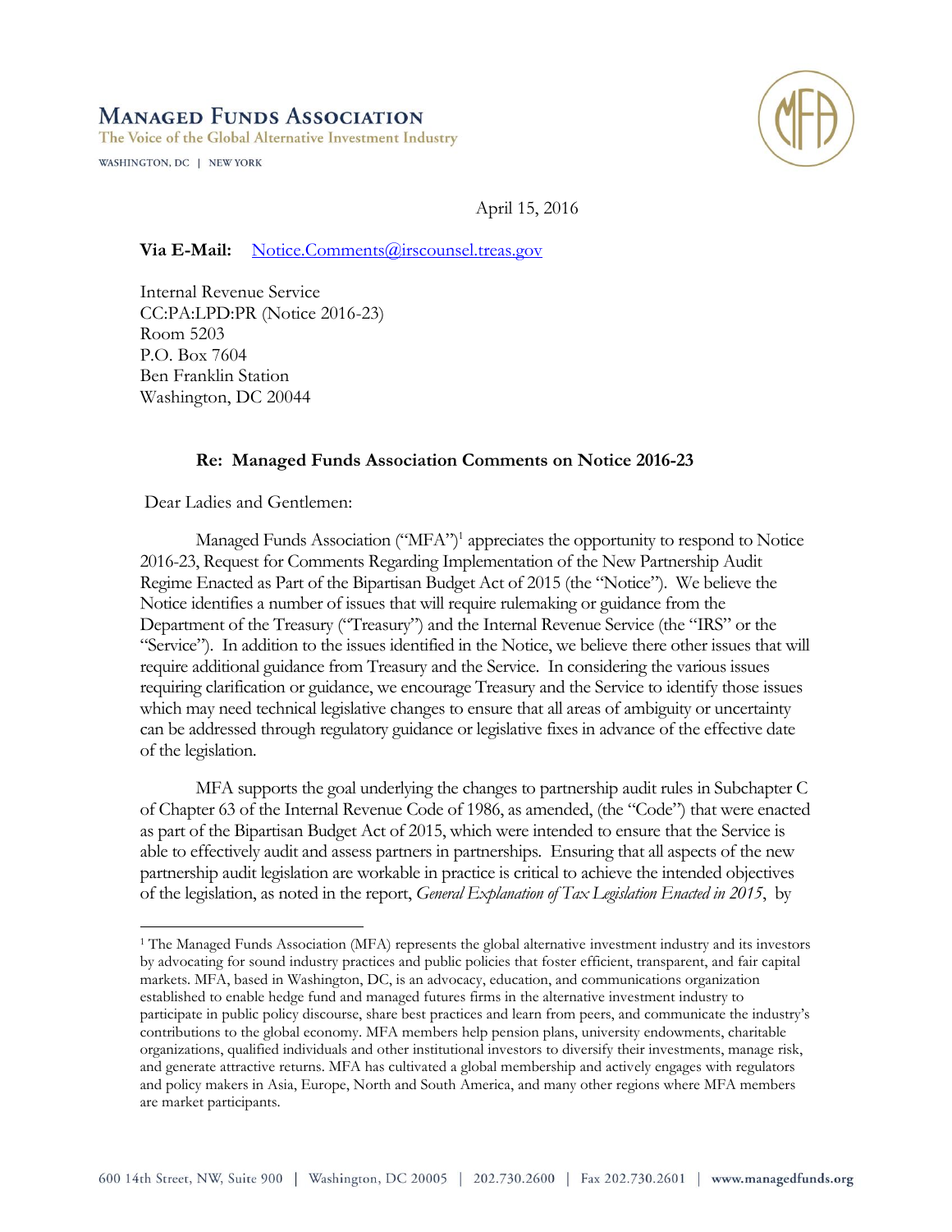# Managed Funds Association

The Voice of the Global Alternative Investment Industry

WASHINGTON, DC | NEW YORK

April 15, 2016

**Via E-Mail:** Notice.Comments@irscounsel.treas.gov

Internal Revenue Service
CC:PA:LPD:PR (Notice 2016-23)
Room 5203
P.O. Box 7604
Ben Franklin Station
Washington, DC 20044

**Re: Managed Funds Association Comments on Notice 2016-23**

Dear Ladies and Gentlemen:

Managed Funds Association ("MFA")[1] appreciates the opportunity to respond to Notice 2016-23, Request for Comments Regarding Implementation of the New Partnership Audit Regime Enacted as Part of the Bipartisan Budget Act of 2015 (the "Notice"). We believe the Notice identifies a number of issues that will require rulemaking or guidance from the Department of the Treasury ("Treasury") and the Internal Revenue Service (the "IRS" or the "Service"). In addition to the issues identified in the Notice, we believe there other issues that will require additional guidance from Treasury and the Service. In considering the various issues requiring clarification or guidance, we encourage Treasury and the Service to identify those issues which may need technical legislative changes to ensure that all areas of ambiguity or uncertainty can be addressed through regulatory guidance or legislative fixes in advance of the effective date of the legislation.

MFA supports the goal underlying the changes to partnership audit rules in Subchapter C of Chapter 63 of the Internal Revenue Code of 1986, as amended, (the "Code") that were enacted as part of the Bipartisan Budget Act of 2015, which were intended to ensure that the Service is able to effectively audit and assess partners in partnerships. Ensuring that all aspects of the new partnership audit legislation are workable in practice is critical to achieve the intended objectives of the legislation, as noted in the report, *General Explanation of Tax Legislation Enacted in 2015*, by

---

[1] The Managed Funds Association (MFA) represents the global alternative investment industry and its investors by advocating for sound industry practices and public policies that foster efficient, transparent, and fair capital markets. MFA, based in Washington, DC, is an advocacy, education, and communications organization established to enable hedge fund and managed futures firms in the alternative investment industry to participate in public policy discourse, share best practices and learn from peers, and communicate the industry's contributions to the global economy. MFA members help pension plans, university endowments, charitable organizations, qualified individuals and other institutional investors to diversify their investments, manage risk, and generate attractive returns. MFA has cultivated a global membership and actively engages with regulators and policy makers in Asia, Europe, North and South America, and many other regions where MFA members are market participants.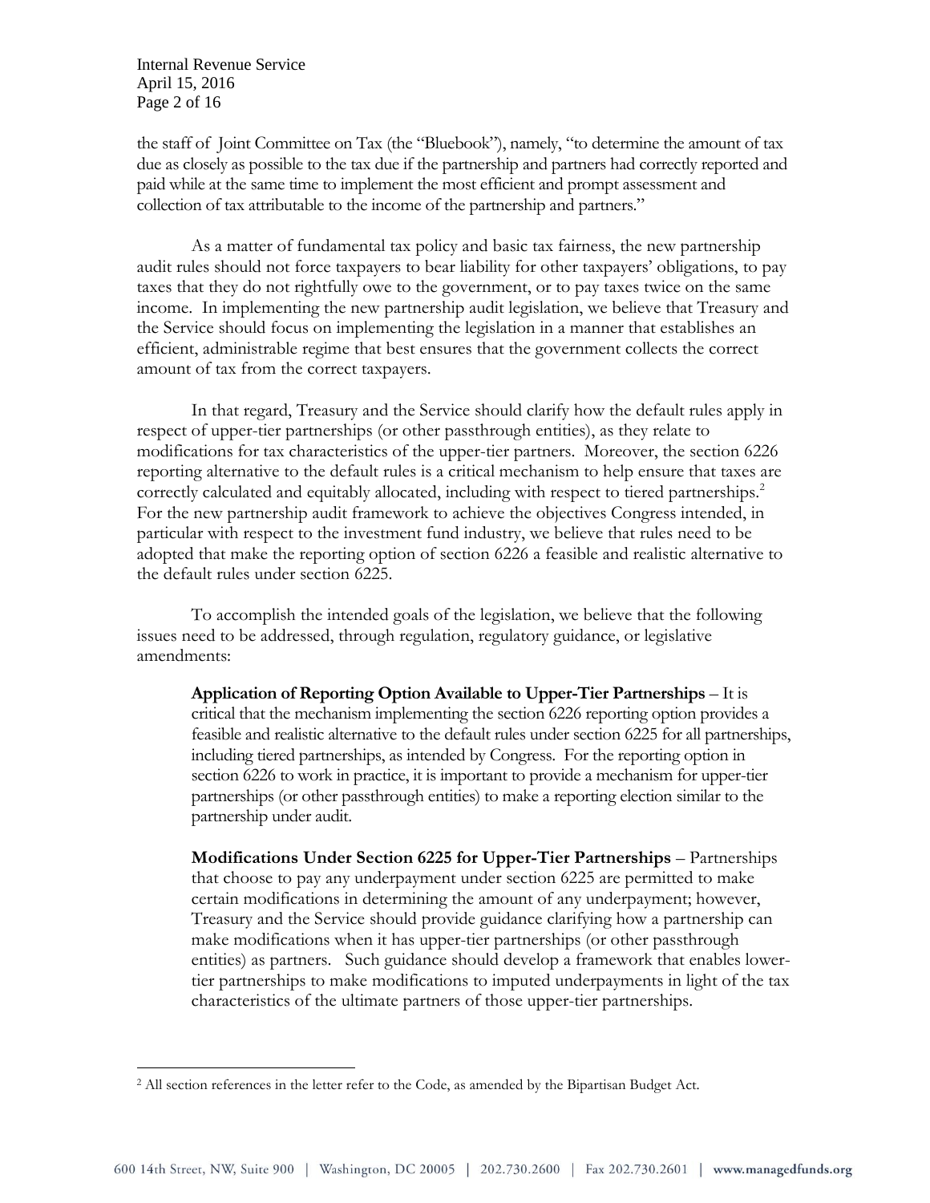the staff of Joint Committee on Tax (the "Bluebook"), namely, "to determine the amount of tax due as closely as possible to the tax due if the partnership and partners had correctly reported and paid while at the same time to implement the most efficient and prompt assessment and collection of tax attributable to the income of the partnership and partners."

As a matter of fundamental tax policy and basic tax fairness, the new partnership audit rules should not force taxpayers to bear liability for other taxpayers' obligations, to pay taxes that they do not rightfully owe to the government, or to pay taxes twice on the same income. In implementing the new partnership audit legislation, we believe that Treasury and the Service should focus on implementing the legislation in a manner that establishes an efficient, administrable regime that best ensures that the government collects the correct amount of tax from the correct taxpayers.

In that regard, Treasury and the Service should clarify how the default rules apply in respect of upper-tier partnerships (or other passthrough entities), as they relate to modifications for tax characteristics of the upper-tier partners. Moreover, the section 6226 reporting alternative to the default rules is a critical mechanism to help ensure that taxes are correctly calculated and equitably allocated, including with respect to tiered partnerships.[2] For the new partnership audit framework to achieve the objectives Congress intended, in particular with respect to the investment fund industry, we believe that rules need to be adopted that make the reporting option of section 6226 a feasible and realistic alternative to the default rules under section 6225.

To accomplish the intended goals of the legislation, we believe that the following issues need to be addressed, through regulation, regulatory guidance, or legislative amendments:

**Application of Reporting Option Available to Upper-Tier Partnerships** – It is critical that the mechanism implementing the section 6226 reporting option provides a feasible and realistic alternative to the default rules under section 6225 for all partnerships, including tiered partnerships, as intended by Congress. For the reporting option in section 6226 to work in practice, it is important to provide a mechanism for upper-tier partnerships (or other passthrough entities) to make a reporting election similar to the partnership under audit.

**Modifications Under Section 6225 for Upper-Tier Partnerships** – Partnerships that choose to pay any underpayment under section 6225 are permitted to make certain modifications in determining the amount of any underpayment; however, Treasury and the Service should provide guidance clarifying how a partnership can make modifications when it has upper-tier partnerships (or other passthrough entities) as partners. Such guidance should develop a framework that enables lower-tier partnerships to make modifications to imputed underpayments in light of the tax characteristics of the ultimate partners of those upper-tier partnerships.

[2] All section references in the letter refer to the Code, as amended by the Bipartisan Budget Act.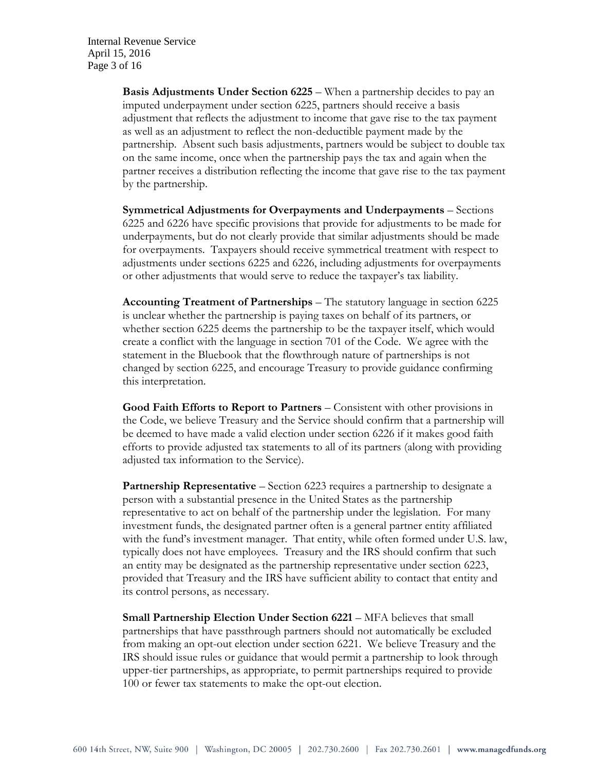**Basis Adjustments Under Section 6225** – When a partnership decides to pay an imputed underpayment under section 6225, partners should receive a basis adjustment that reflects the adjustment to income that gave rise to the tax payment as well as an adjustment to reflect the non-deductible payment made by the partnership. Absent such basis adjustments, partners would be subject to double tax on the same income, once when the partnership pays the tax and again when the partner receives a distribution reflecting the income that gave rise to the tax payment by the partnership.

**Symmetrical Adjustments for Overpayments and Underpayments** – Sections 6225 and 6226 have specific provisions that provide for adjustments to be made for underpayments, but do not clearly provide that similar adjustments should be made for overpayments. Taxpayers should receive symmetrical treatment with respect to adjustments under sections 6225 and 6226, including adjustments for overpayments or other adjustments that would serve to reduce the taxpayer's tax liability.

**Accounting Treatment of Partnerships** – The statutory language in section 6225 is unclear whether the partnership is paying taxes on behalf of its partners, or whether section 6225 deems the partnership to be the taxpayer itself, which would create a conflict with the language in section 701 of the Code. We agree with the statement in the Bluebook that the flowthrough nature of partnerships is not changed by section 6225, and encourage Treasury to provide guidance confirming this interpretation.

**Good Faith Efforts to Report to Partners** – Consistent with other provisions in the Code, we believe Treasury and the Service should confirm that a partnership will be deemed to have made a valid election under section 6226 if it makes good faith efforts to provide adjusted tax statements to all of its partners (along with providing adjusted tax information to the Service).

**Partnership Representative** – Section 6223 requires a partnership to designate a person with a substantial presence in the United States as the partnership representative to act on behalf of the partnership under the legislation. For many investment funds, the designated partner often is a general partner entity affiliated with the fund's investment manager. That entity, while often formed under U.S. law, typically does not have employees. Treasury and the IRS should confirm that such an entity may be designated as the partnership representative under section 6223, provided that Treasury and the IRS have sufficient ability to contact that entity and its control persons, as necessary.

**Small Partnership Election Under Section 6221** – MFA believes that small partnerships that have passthrough partners should not automatically be excluded from making an opt-out election under section 6221. We believe Treasury and the IRS should issue rules or guidance that would permit a partnership to look through upper-tier partnerships, as appropriate, to permit partnerships required to provide 100 or fewer tax statements to make the opt-out election.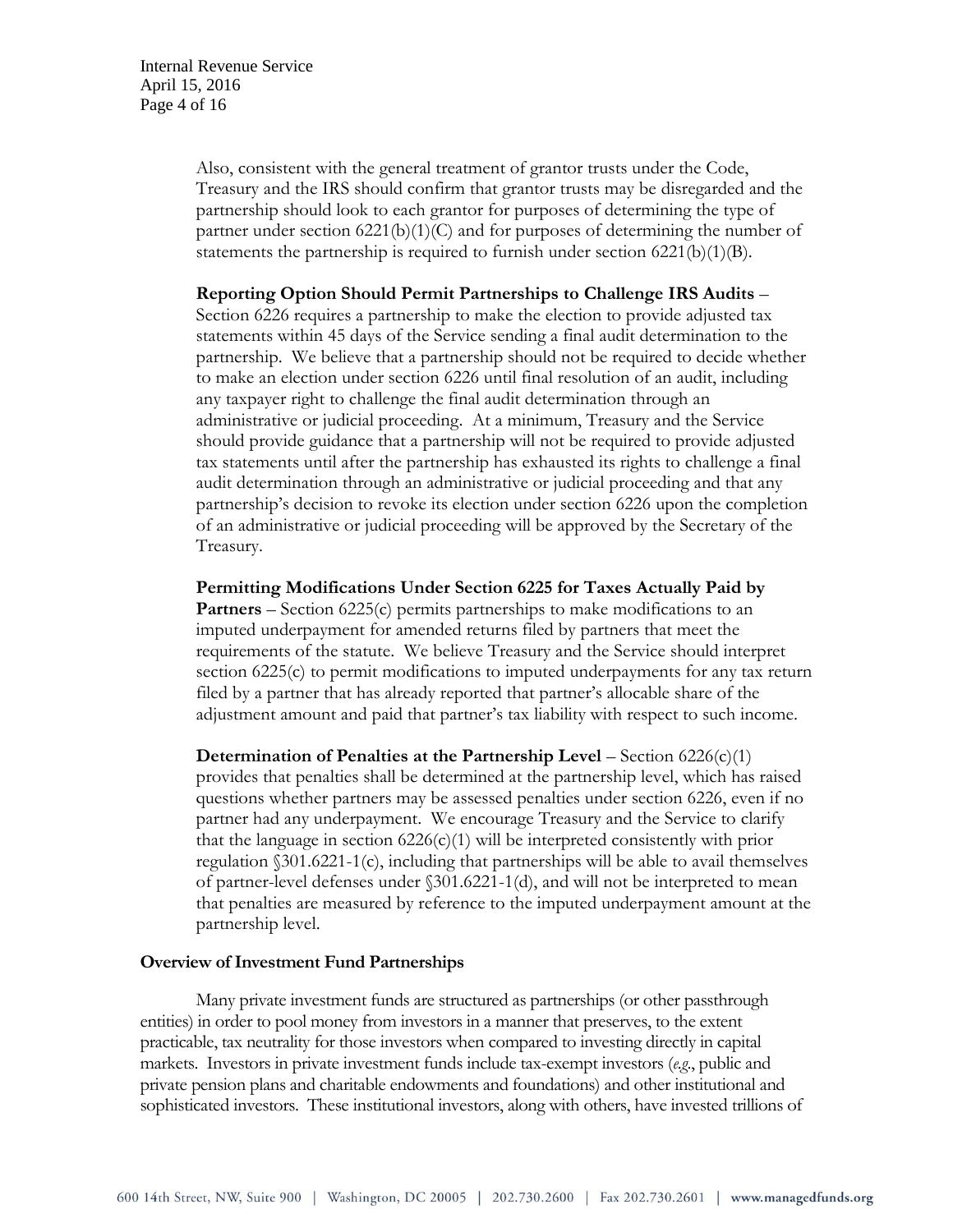Also, consistent with the general treatment of grantor trusts under the Code, Treasury and the IRS should confirm that grantor trusts may be disregarded and the partnership should look to each grantor for purposes of determining the type of partner under section 6221(b)(1)(C) and for purposes of determining the number of statements the partnership is required to furnish under section 6221(b)(1)(B).

**Reporting Option Should Permit Partnerships to Challenge IRS Audits** – Section 6226 requires a partnership to make the election to provide adjusted tax statements within 45 days of the Service sending a final audit determination to the partnership. We believe that a partnership should not be required to decide whether to make an election under section 6226 until final resolution of an audit, including any taxpayer right to challenge the final audit determination through an administrative or judicial proceeding. At a minimum, Treasury and the Service should provide guidance that a partnership will not be required to provide adjusted tax statements until after the partnership has exhausted its rights to challenge a final audit determination through an administrative or judicial proceeding and that any partnership's decision to revoke its election under section 6226 upon the completion of an administrative or judicial proceeding will be approved by the Secretary of the Treasury.

**Permitting Modifications Under Section 6225 for Taxes Actually Paid by Partners** – Section 6225(c) permits partnerships to make modifications to an imputed underpayment for amended returns filed by partners that meet the requirements of the statute. We believe Treasury and the Service should interpret section 6225(c) to permit modifications to imputed underpayments for any tax return filed by a partner that has already reported that partner's allocable share of the adjustment amount and paid that partner's tax liability with respect to such income.

**Determination of Penalties at the Partnership Level** – Section 6226(c)(1) provides that penalties shall be determined at the partnership level, which has raised questions whether partners may be assessed penalties under section 6226, even if no partner had any underpayment. We encourage Treasury and the Service to clarify that the language in section 6226(c)(1) will be interpreted consistently with prior regulation §301.6221-1(c), including that partnerships will be able to avail themselves of partner-level defenses under §301.6221-1(d), and will not be interpreted to mean that penalties are measured by reference to the imputed underpayment amount at the partnership level.

**Overview of Investment Fund Partnerships**

Many private investment funds are structured as partnerships (or other passthrough entities) in order to pool money from investors in a manner that preserves, to the extent practicable, tax neutrality for those investors when compared to investing directly in capital markets. Investors in private investment funds include tax-exempt investors (*e.g.*, public and private pension plans and charitable endowments and foundations) and other institutional and sophisticated investors. These institutional investors, along with others, have invested trillions of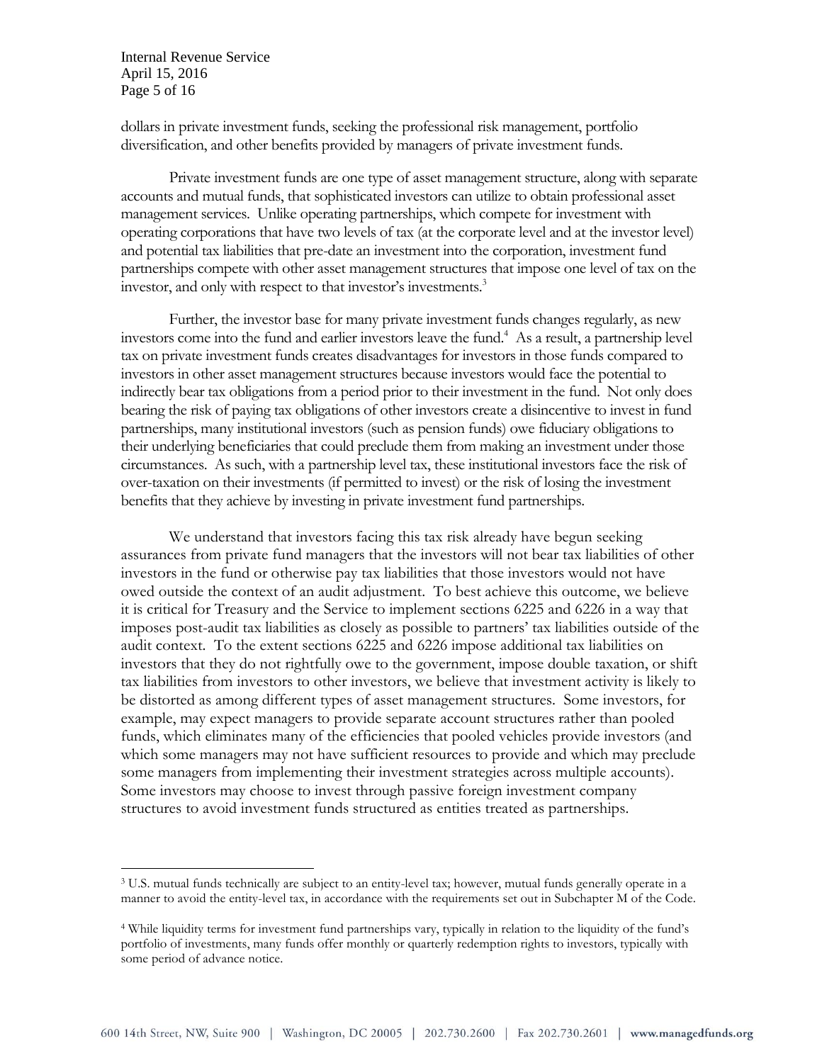dollars in private investment funds, seeking the professional risk management, portfolio diversification, and other benefits provided by managers of private investment funds.

Private investment funds are one type of asset management structure, along with separate accounts and mutual funds, that sophisticated investors can utilize to obtain professional asset management services. Unlike operating partnerships, which compete for investment with operating corporations that have two levels of tax (at the corporate level and at the investor level) and potential tax liabilities that pre-date an investment into the corporation, investment fund partnerships compete with other asset management structures that impose one level of tax on the investor, and only with respect to that investor's investments.[3]

Further, the investor base for many private investment funds changes regularly, as new investors come into the fund and earlier investors leave the fund.[4] As a result, a partnership level tax on private investment funds creates disadvantages for investors in those funds compared to investors in other asset management structures because investors would face the potential to indirectly bear tax obligations from a period prior to their investment in the fund. Not only does bearing the risk of paying tax obligations of other investors create a disincentive to invest in fund partnerships, many institutional investors (such as pension funds) owe fiduciary obligations to their underlying beneficiaries that could preclude them from making an investment under those circumstances. As such, with a partnership level tax, these institutional investors face the risk of over-taxation on their investments (if permitted to invest) or the risk of losing the investment benefits that they achieve by investing in private investment fund partnerships.

We understand that investors facing this tax risk already have begun seeking assurances from private fund managers that the investors will not bear tax liabilities of other investors in the fund or otherwise pay tax liabilities that those investors would not have owed outside the context of an audit adjustment. To best achieve this outcome, we believe it is critical for Treasury and the Service to implement sections 6225 and 6226 in a way that imposes post-audit tax liabilities as closely as possible to partners' tax liabilities outside of the audit context. To the extent sections 6225 and 6226 impose additional tax liabilities on investors that they do not rightfully owe to the government, impose double taxation, or shift tax liabilities from investors to other investors, we believe that investment activity is likely to be distorted as among different types of asset management structures. Some investors, for example, may expect managers to provide separate account structures rather than pooled funds, which eliminates many of the efficiencies that pooled vehicles provide investors (and which some managers may not have sufficient resources to provide and which may preclude some managers from implementing their investment strategies across multiple accounts). Some investors may choose to invest through passive foreign investment company structures to avoid investment funds structured as entities treated as partnerships.

---

[3] U.S. mutual funds technically are subject to an entity-level tax; however, mutual funds generally operate in a manner to avoid the entity-level tax, in accordance with the requirements set out in Subchapter M of the Code.

[4] While liquidity terms for investment fund partnerships vary, typically in relation to the liquidity of the fund's portfolio of investments, many funds offer monthly or quarterly redemption rights to investors, typically with some period of advance notice.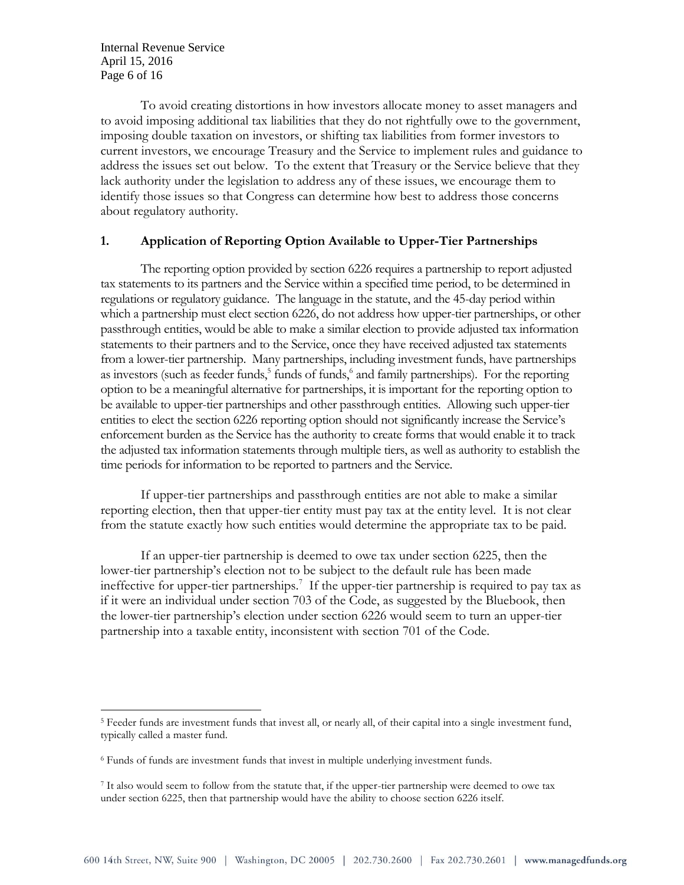To avoid creating distortions in how investors allocate money to asset managers and to avoid imposing additional tax liabilities that they do not rightfully owe to the government, imposing double taxation on investors, or shifting tax liabilities from former investors to current investors, we encourage Treasury and the Service to implement rules and guidance to address the issues set out below. To the extent that Treasury or the Service believe that they lack authority under the legislation to address any of these issues, we encourage them to identify those issues so that Congress can determine how best to address those concerns about regulatory authority.

## 1. Application of Reporting Option Available to Upper-Tier Partnerships

The reporting option provided by section 6226 requires a partnership to report adjusted tax statements to its partners and the Service within a specified time period, to be determined in regulations or regulatory guidance. The language in the statute, and the 45-day period within which a partnership must elect section 6226, do not address how upper-tier partnerships, or other passthrough entities, would be able to make a similar election to provide adjusted tax information statements to their partners and to the Service, once they have received adjusted tax statements from a lower-tier partnership. Many partnerships, including investment funds, have partnerships as investors (such as feeder funds,[5] funds of funds,[6] and family partnerships). For the reporting option to be a meaningful alternative for partnerships, it is important for the reporting option to be available to upper-tier partnerships and other passthrough entities. Allowing such upper-tier entities to elect the section 6226 reporting option should not significantly increase the Service's enforcement burden as the Service has the authority to create forms that would enable it to track the adjusted tax information statements through multiple tiers, as well as authority to establish the time periods for information to be reported to partners and the Service.

If upper-tier partnerships and passthrough entities are not able to make a similar reporting election, then that upper-tier entity must pay tax at the entity level. It is not clear from the statute exactly how such entities would determine the appropriate tax to be paid.

If an upper-tier partnership is deemed to owe tax under section 6225, then the lower-tier partnership's election not to be subject to the default rule has been made ineffective for upper-tier partnerships.[7] If the upper-tier partnership is required to pay tax as if it were an individual under section 703 of the Code, as suggested by the Bluebook, then the lower-tier partnership's election under section 6226 would seem to turn an upper-tier partnership into a taxable entity, inconsistent with section 701 of the Code.

---

[5] Feeder funds are investment funds that invest all, or nearly all, of their capital into a single investment fund, typically called a master fund.

[6] Funds of funds are investment funds that invest in multiple underlying investment funds.

[7] It also would seem to follow from the statute that, if the upper-tier partnership were deemed to owe tax under section 6225, then that partnership would have the ability to choose section 6226 itself.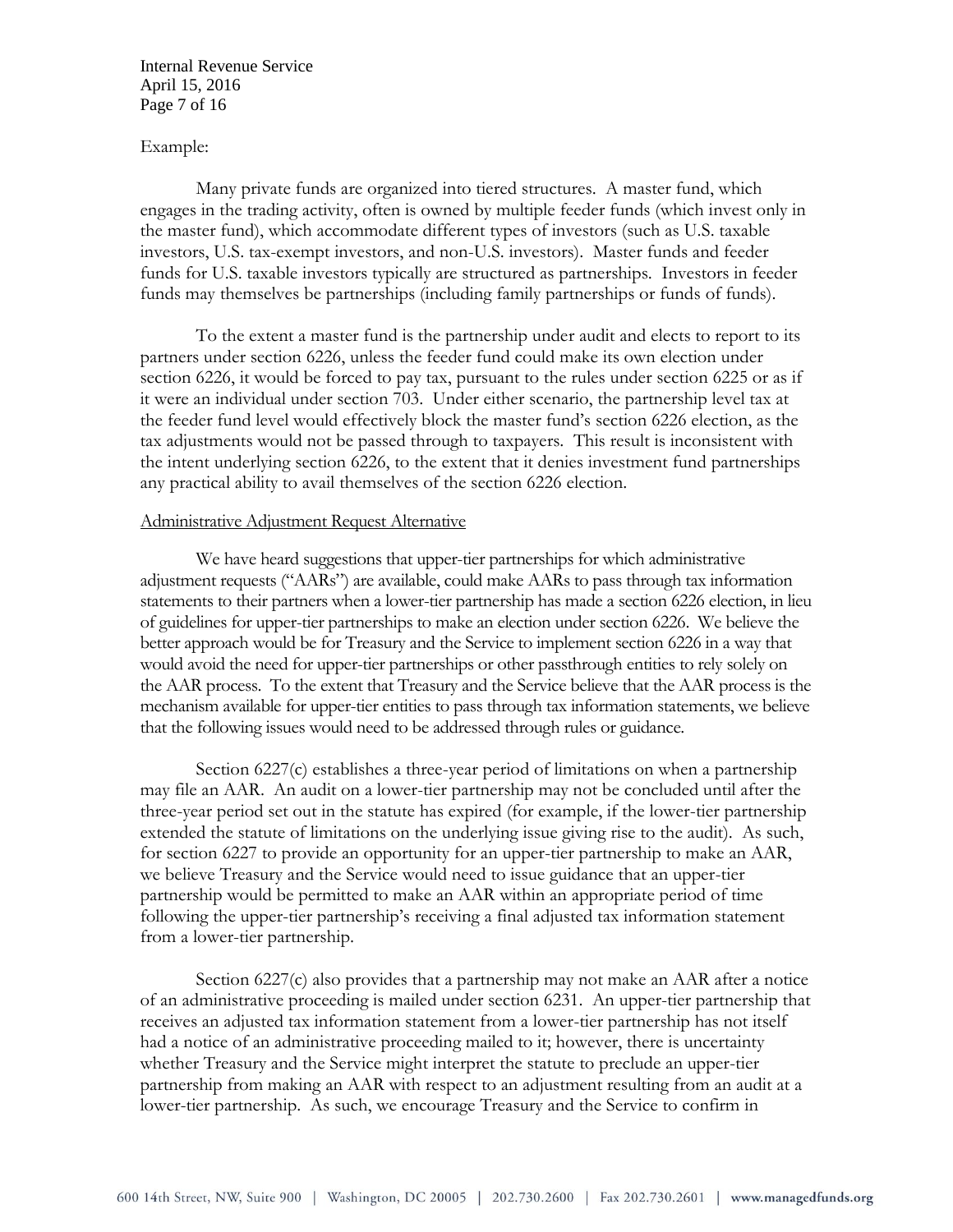Example:

Many private funds are organized into tiered structures. A master fund, which engages in the trading activity, often is owned by multiple feeder funds (which invest only in the master fund), which accommodate different types of investors (such as U.S. taxable investors, U.S. tax-exempt investors, and non-U.S. investors). Master funds and feeder funds for U.S. taxable investors typically are structured as partnerships. Investors in feeder funds may themselves be partnerships (including family partnerships or funds of funds).

To the extent a master fund is the partnership under audit and elects to report to its partners under section 6226, unless the feeder fund could make its own election under section 6226, it would be forced to pay tax, pursuant to the rules under section 6225 or as if it were an individual under section 703. Under either scenario, the partnership level tax at the feeder fund level would effectively block the master fund's section 6226 election, as the tax adjustments would not be passed through to taxpayers. This result is inconsistent with the intent underlying section 6226, to the extent that it denies investment fund partnerships any practical ability to avail themselves of the section 6226 election.

Administrative Adjustment Request Alternative

We have heard suggestions that upper-tier partnerships for which administrative adjustment requests ("AARs") are available, could make AARs to pass through tax information statements to their partners when a lower-tier partnership has made a section 6226 election, in lieu of guidelines for upper-tier partnerships to make an election under section 6226. We believe the better approach would be for Treasury and the Service to implement section 6226 in a way that would avoid the need for upper-tier partnerships or other passthrough entities to rely solely on the AAR process. To the extent that Treasury and the Service believe that the AAR process is the mechanism available for upper-tier entities to pass through tax information statements, we believe that the following issues would need to be addressed through rules or guidance.

Section 6227(c) establishes a three-year period of limitations on when a partnership may file an AAR. An audit on a lower-tier partnership may not be concluded until after the three-year period set out in the statute has expired (for example, if the lower-tier partnership extended the statute of limitations on the underlying issue giving rise to the audit). As such, for section 6227 to provide an opportunity for an upper-tier partnership to make an AAR, we believe Treasury and the Service would need to issue guidance that an upper-tier partnership would be permitted to make an AAR within an appropriate period of time following the upper-tier partnership's receiving a final adjusted tax information statement from a lower-tier partnership.

Section 6227(c) also provides that a partnership may not make an AAR after a notice of an administrative proceeding is mailed under section 6231. An upper-tier partnership that receives an adjusted tax information statement from a lower-tier partnership has not itself had a notice of an administrative proceeding mailed to it; however, there is uncertainty whether Treasury and the Service might interpret the statute to preclude an upper-tier partnership from making an AAR with respect to an adjustment resulting from an audit at a lower-tier partnership. As such, we encourage Treasury and the Service to confirm in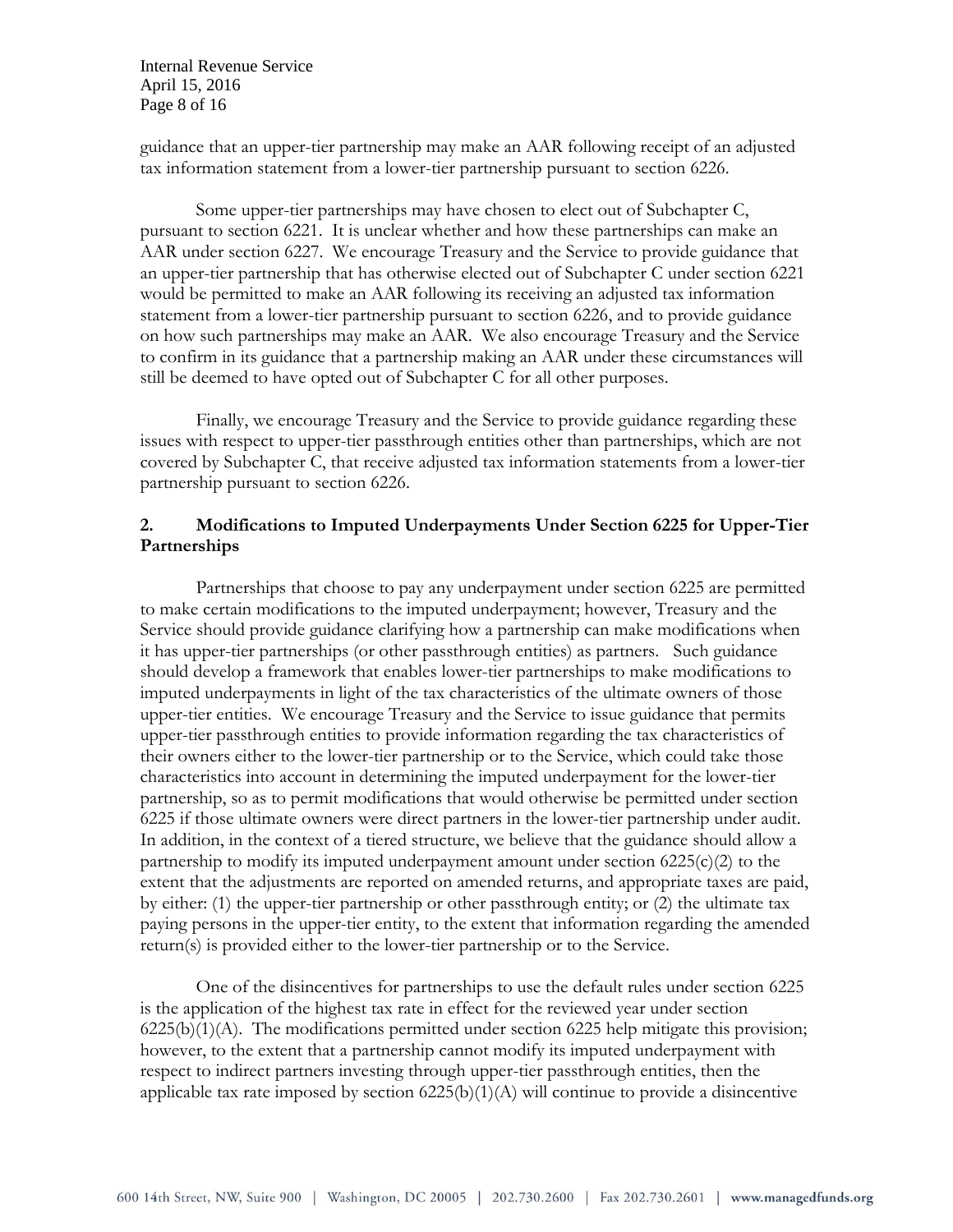guidance that an upper-tier partnership may make an AAR following receipt of an adjusted tax information statement from a lower-tier partnership pursuant to section 6226.

Some upper-tier partnerships may have chosen to elect out of Subchapter C, pursuant to section 6221. It is unclear whether and how these partnerships can make an AAR under section 6227. We encourage Treasury and the Service to provide guidance that an upper-tier partnership that has otherwise elected out of Subchapter C under section 6221 would be permitted to make an AAR following its receiving an adjusted tax information statement from a lower-tier partnership pursuant to section 6226, and to provide guidance on how such partnerships may make an AAR. We also encourage Treasury and the Service to confirm in its guidance that a partnership making an AAR under these circumstances will still be deemed to have opted out of Subchapter C for all other purposes.

Finally, we encourage Treasury and the Service to provide guidance regarding these issues with respect to upper-tier passthrough entities other than partnerships, which are not covered by Subchapter C, that receive adjusted tax information statements from a lower-tier partnership pursuant to section 6226.

## 2. Modifications to Imputed Underpayments Under Section 6225 for Upper-Tier Partnerships

Partnerships that choose to pay any underpayment under section 6225 are permitted to make certain modifications to the imputed underpayment; however, Treasury and the Service should provide guidance clarifying how a partnership can make modifications when it has upper-tier partnerships (or other passthrough entities) as partners. Such guidance should develop a framework that enables lower-tier partnerships to make modifications to imputed underpayments in light of the tax characteristics of the ultimate owners of those upper-tier entities. We encourage Treasury and the Service to issue guidance that permits upper-tier passthrough entities to provide information regarding the tax characteristics of their owners either to the lower-tier partnership or to the Service, which could take those characteristics into account in determining the imputed underpayment for the lower-tier partnership, so as to permit modifications that would otherwise be permitted under section 6225 if those ultimate owners were direct partners in the lower-tier partnership under audit. In addition, in the context of a tiered structure, we believe that the guidance should allow a partnership to modify its imputed underpayment amount under section 6225(c)(2) to the extent that the adjustments are reported on amended returns, and appropriate taxes are paid, by either: (1) the upper-tier partnership or other passthrough entity; or (2) the ultimate tax paying persons in the upper-tier entity, to the extent that information regarding the amended return(s) is provided either to the lower-tier partnership or to the Service.

One of the disincentives for partnerships to use the default rules under section 6225 is the application of the highest tax rate in effect for the reviewed year under section 6225(b)(1)(A). The modifications permitted under section 6225 help mitigate this provision; however, to the extent that a partnership cannot modify its imputed underpayment with respect to indirect partners investing through upper-tier passthrough entities, then the applicable tax rate imposed by section 6225(b)(1)(A) will continue to provide a disincentive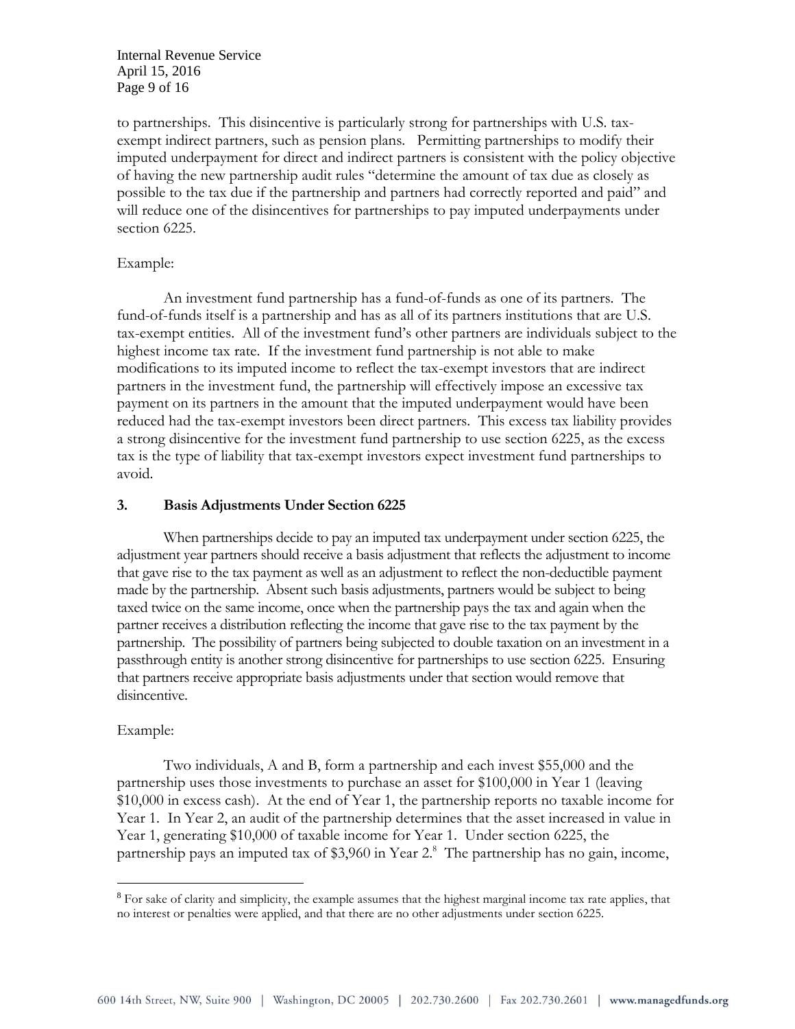to partnerships. This disincentive is particularly strong for partnerships with U.S. tax-exempt indirect partners, such as pension plans. Permitting partnerships to modify their imputed underpayment for direct and indirect partners is consistent with the policy objective of having the new partnership audit rules "determine the amount of tax due as closely as possible to the tax due if the partnership and partners had correctly reported and paid" and will reduce one of the disincentives for partnerships to pay imputed underpayments under section 6225.

Example:

An investment fund partnership has a fund-of-funds as one of its partners. The fund-of-funds itself is a partnership and has as all of its partners institutions that are U.S. tax-exempt entities. All of the investment fund's other partners are individuals subject to the highest income tax rate. If the investment fund partnership is not able to make modifications to its imputed income to reflect the tax-exempt investors that are indirect partners in the investment fund, the partnership will effectively impose an excessive tax payment on its partners in the amount that the imputed underpayment would have been reduced had the tax-exempt investors been direct partners. This excess tax liability provides a strong disincentive for the investment fund partnership to use section 6225, as the excess tax is the type of liability that tax-exempt investors expect investment fund partnerships to avoid.

### 3. Basis Adjustments Under Section 6225

When partnerships decide to pay an imputed tax underpayment under section 6225, the adjustment year partners should receive a basis adjustment that reflects the adjustment to income that gave rise to the tax payment as well as an adjustment to reflect the non-deductible payment made by the partnership. Absent such basis adjustments, partners would be subject to being taxed twice on the same income, once when the partnership pays the tax and again when the partner receives a distribution reflecting the income that gave rise to the tax payment by the partnership. The possibility of partners being subjected to double taxation on an investment in a passthrough entity is another strong disincentive for partnerships to use section 6225. Ensuring that partners receive appropriate basis adjustments under that section would remove that disincentive.

Example:

Two individuals, A and B, form a partnership and each invest $55,000 and the partnership uses those investments to purchase an asset for $100,000 in Year 1 (leaving $10,000 in excess cash). At the end of Year 1, the partnership reports no taxable income for Year 1. In Year 2, an audit of the partnership determines that the asset increased in value in Year 1, generating $10,000 of taxable income for Year 1. Under section 6225, the partnership pays an imputed tax of $3,960 in Year 2.[8] The partnership has no gain, income,

---

[8] For sake of clarity and simplicity, the example assumes that the highest marginal income tax rate applies, that no interest or penalties were applied, and that there are no other adjustments under section 6225.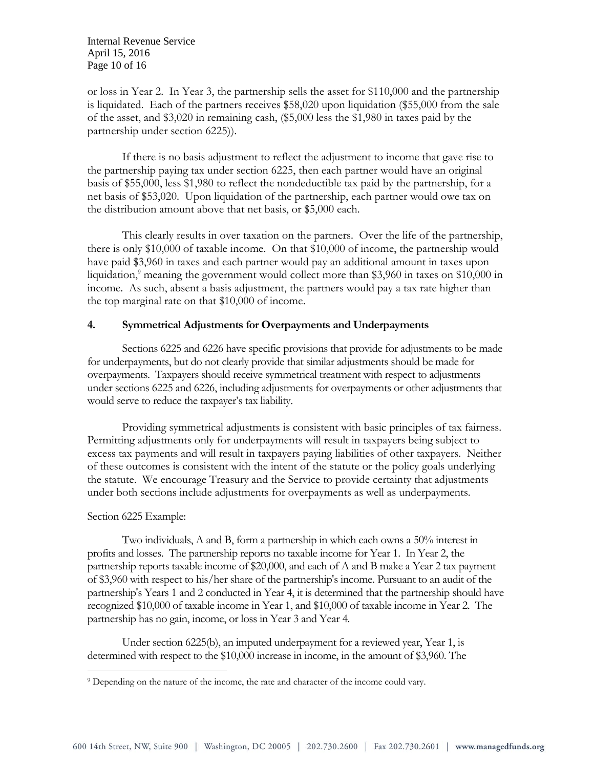or loss in Year 2. In Year 3, the partnership sells the asset for $110,000 and the partnership is liquidated. Each of the partners receives $58,020 upon liquidation ($55,000 from the sale of the asset, and $3,020 in remaining cash, ($5,000 less the $1,980 in taxes paid by the partnership under section 6225)).

If there is no basis adjustment to reflect the adjustment to income that gave rise to the partnership paying tax under section 6225, then each partner would have an original basis of $55,000, less $1,980 to reflect the nondeductible tax paid by the partnership, for a net basis of $53,020. Upon liquidation of the partnership, each partner would owe tax on the distribution amount above that net basis, or $5,000 each.

This clearly results in over taxation on the partners. Over the life of the partnership, there is only $10,000 of taxable income. On that $10,000 of income, the partnership would have paid $3,960 in taxes and each partner would pay an additional amount in taxes upon liquidation,[9] meaning the government would collect more than $3,960 in taxes on $10,000 in income. As such, absent a basis adjustment, the partners would pay a tax rate higher than the top marginal rate on that $10,000 of income.

### 4. Symmetrical Adjustments for Overpayments and Underpayments

Sections 6225 and 6226 have specific provisions that provide for adjustments to be made for underpayments, but do not clearly provide that similar adjustments should be made for overpayments. Taxpayers should receive symmetrical treatment with respect to adjustments under sections 6225 and 6226, including adjustments for overpayments or other adjustments that would serve to reduce the taxpayer's tax liability.

Providing symmetrical adjustments is consistent with basic principles of tax fairness. Permitting adjustments only for underpayments will result in taxpayers being subject to excess tax payments and will result in taxpayers paying liabilities of other taxpayers. Neither of these outcomes is consistent with the intent of the statute or the policy goals underlying the statute. We encourage Treasury and the Service to provide certainty that adjustments under both sections include adjustments for overpayments as well as underpayments.

Section 6225 Example:

Two individuals, A and B, form a partnership in which each owns a 50% interest in profits and losses. The partnership reports no taxable income for Year 1. In Year 2, the partnership reports taxable income of $20,000, and each of A and B make a Year 2 tax payment of $3,960 with respect to his/her share of the partnership's income. Pursuant to an audit of the partnership's Years 1 and 2 conducted in Year 4, it is determined that the partnership should have recognized $10,000 of taxable income in Year 1, and $10,000 of taxable income in Year 2. The partnership has no gain, income, or loss in Year 3 and Year 4.

Under section 6225(b), an imputed underpayment for a reviewed year, Year 1, is determined with respect to the $10,000 increase in income, in the amount of $3,960. The

[9] Depending on the nature of the income, the rate and character of the income could vary.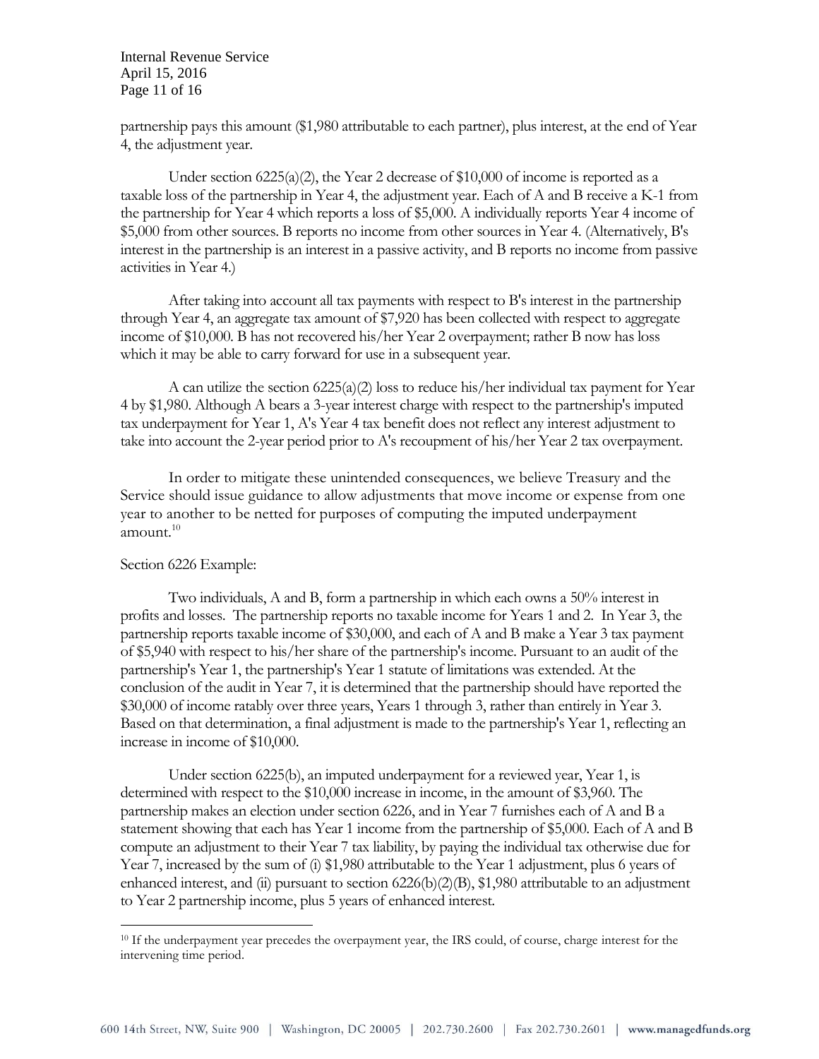partnership pays this amount ($1,980 attributable to each partner), plus interest, at the end of Year 4, the adjustment year.

Under section 6225(a)(2), the Year 2 decrease of $10,000 of income is reported as a taxable loss of the partnership in Year 4, the adjustment year. Each of A and B receive a K-1 from the partnership for Year 4 which reports a loss of $5,000. A individually reports Year 4 income of $5,000 from other sources. B reports no income from other sources in Year 4. (Alternatively, B's interest in the partnership is an interest in a passive activity, and B reports no income from passive activities in Year 4.)

After taking into account all tax payments with respect to B's interest in the partnership through Year 4, an aggregate tax amount of $7,920 has been collected with respect to aggregate income of $10,000. B has not recovered his/her Year 2 overpayment; rather B now has loss which it may be able to carry forward for use in a subsequent year.

A can utilize the section 6225(a)(2) loss to reduce his/her individual tax payment for Year 4 by $1,980. Although A bears a 3-year interest charge with respect to the partnership's imputed tax underpayment for Year 1, A's Year 4 tax benefit does not reflect any interest adjustment to take into account the 2-year period prior to A's recoupment of his/her Year 2 tax overpayment.

In order to mitigate these unintended consequences, we believe Treasury and the Service should issue guidance to allow adjustments that move income or expense from one year to another to be netted for purposes of computing the imputed underpayment amount.[10]

Section 6226 Example:

Two individuals, A and B, form a partnership in which each owns a 50% interest in profits and losses. The partnership reports no taxable income for Years 1 and 2. In Year 3, the partnership reports taxable income of $30,000, and each of A and B make a Year 3 tax payment of $5,940 with respect to his/her share of the partnership's income. Pursuant to an audit of the partnership's Year 1, the partnership's Year 1 statute of limitations was extended. At the conclusion of the audit in Year 7, it is determined that the partnership should have reported the $30,000 of income ratably over three years, Years 1 through 3, rather than entirely in Year 3. Based on that determination, a final adjustment is made to the partnership's Year 1, reflecting an increase in income of $10,000.

Under section 6225(b), an imputed underpayment for a reviewed year, Year 1, is determined with respect to the $10,000 increase in income, in the amount of $3,960. The partnership makes an election under section 6226, and in Year 7 furnishes each of A and B a statement showing that each has Year 1 income from the partnership of $5,000. Each of A and B compute an adjustment to their Year 7 tax liability, by paying the individual tax otherwise due for Year 7, increased by the sum of (i) $1,980 attributable to the Year 1 adjustment, plus 6 years of enhanced interest, and (ii) pursuant to section 6226(b)(2)(B), $1,980 attributable to an adjustment to Year 2 partnership income, plus 5 years of enhanced interest.

---

[10] If the underpayment year precedes the overpayment year, the IRS could, of course, charge interest for the intervening time period.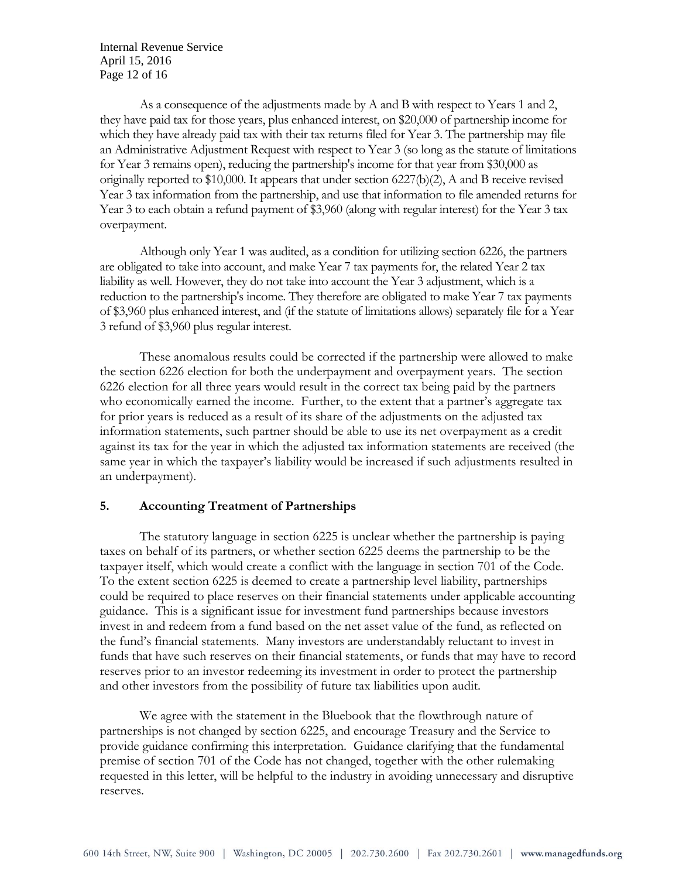As a consequence of the adjustments made by A and B with respect to Years 1 and 2, they have paid tax for those years, plus enhanced interest, on $20,000 of partnership income for which they have already paid tax with their tax returns filed for Year 3. The partnership may file an Administrative Adjustment Request with respect to Year 3 (so long as the statute of limitations for Year 3 remains open), reducing the partnership's income for that year from $30,000 as originally reported to $10,000. It appears that under section 6227(b)(2), A and B receive revised Year 3 tax information from the partnership, and use that information to file amended returns for Year 3 to each obtain a refund payment of $3,960 (along with regular interest) for the Year 3 tax overpayment.

Although only Year 1 was audited, as a condition for utilizing section 6226, the partners are obligated to take into account, and make Year 7 tax payments for, the related Year 2 tax liability as well. However, they do not take into account the Year 3 adjustment, which is a reduction to the partnership's income. They therefore are obligated to make Year 7 tax payments of $3,960 plus enhanced interest, and (if the statute of limitations allows) separately file for a Year 3 refund of $3,960 plus regular interest.

These anomalous results could be corrected if the partnership were allowed to make the section 6226 election for both the underpayment and overpayment years. The section 6226 election for all three years would result in the correct tax being paid by the partners who economically earned the income. Further, to the extent that a partner's aggregate tax for prior years is reduced as a result of its share of the adjustments on the adjusted tax information statements, such partner should be able to use its net overpayment as a credit against its tax for the year in which the adjusted tax information statements are received (the same year in which the taxpayer's liability would be increased if such adjustments resulted in an underpayment).

## 5. Accounting Treatment of Partnerships

The statutory language in section 6225 is unclear whether the partnership is paying taxes on behalf of its partners, or whether section 6225 deems the partnership to be the taxpayer itself, which would create a conflict with the language in section 701 of the Code. To the extent section 6225 is deemed to create a partnership level liability, partnerships could be required to place reserves on their financial statements under applicable accounting guidance. This is a significant issue for investment fund partnerships because investors invest in and redeem from a fund based on the net asset value of the fund, as reflected on the fund's financial statements. Many investors are understandably reluctant to invest in funds that have such reserves on their financial statements, or funds that may have to record reserves prior to an investor redeeming its investment in order to protect the partnership and other investors from the possibility of future tax liabilities upon audit.

We agree with the statement in the Bluebook that the flowthrough nature of partnerships is not changed by section 6225, and encourage Treasury and the Service to provide guidance confirming this interpretation. Guidance clarifying that the fundamental premise of section 701 of the Code has not changed, together with the other rulemaking requested in this letter, will be helpful to the industry in avoiding unnecessary and disruptive reserves.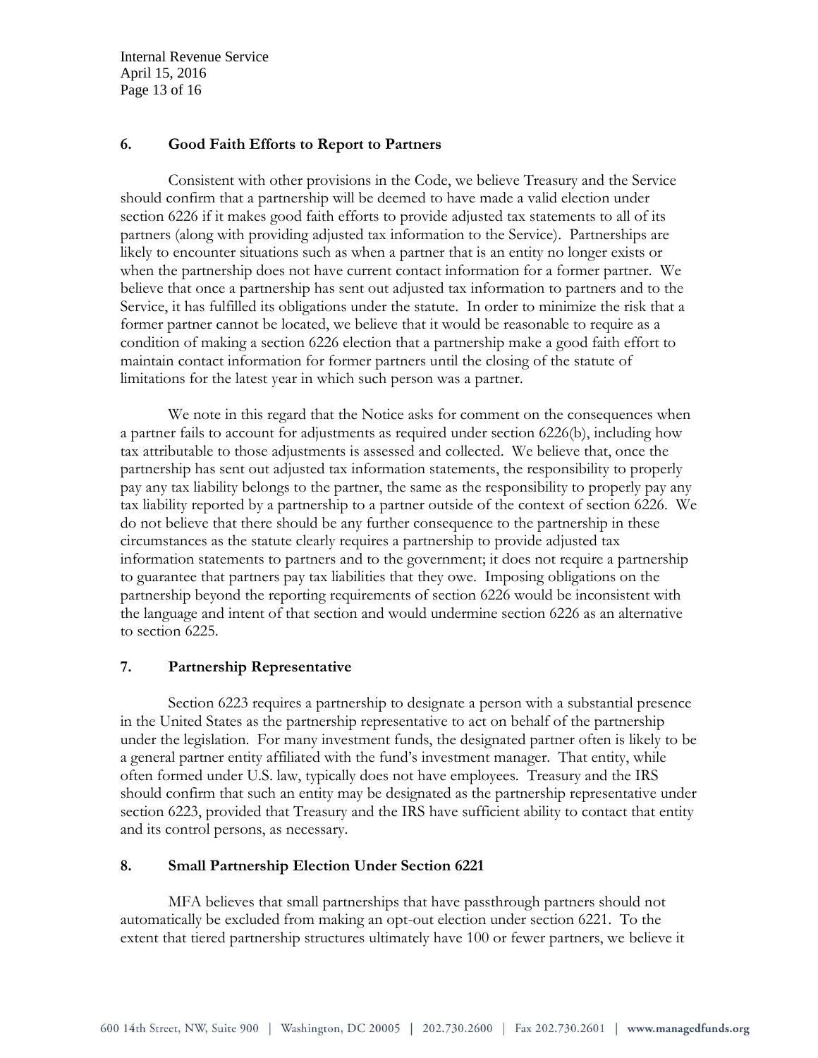## 6. Good Faith Efforts to Report to Partners

Consistent with other provisions in the Code, we believe Treasury and the Service should confirm that a partnership will be deemed to have made a valid election under section 6226 if it makes good faith efforts to provide adjusted tax statements to all of its partners (along with providing adjusted tax information to the Service). Partnerships are likely to encounter situations such as when a partner that is an entity no longer exists or when the partnership does not have current contact information for a former partner. We believe that once a partnership has sent out adjusted tax information to partners and to the Service, it has fulfilled its obligations under the statute. In order to minimize the risk that a former partner cannot be located, we believe that it would be reasonable to require as a condition of making a section 6226 election that a partnership make a good faith effort to maintain contact information for former partners until the closing of the statute of limitations for the latest year in which such person was a partner.

We note in this regard that the Notice asks for comment on the consequences when a partner fails to account for adjustments as required under section 6226(b), including how tax attributable to those adjustments is assessed and collected. We believe that, once the partnership has sent out adjusted tax information statements, the responsibility to properly pay any tax liability belongs to the partner, the same as the responsibility to properly pay any tax liability reported by a partnership to a partner outside of the context of section 6226. We do not believe that there should be any further consequence to the partnership in these circumstances as the statute clearly requires a partnership to provide adjusted tax information statements to partners and to the government; it does not require a partnership to guarantee that partners pay tax liabilities that they owe. Imposing obligations on the partnership beyond the reporting requirements of section 6226 would be inconsistent with the language and intent of that section and would undermine section 6226 as an alternative to section 6225.

## 7. Partnership Representative

Section 6223 requires a partnership to designate a person with a substantial presence in the United States as the partnership representative to act on behalf of the partnership under the legislation. For many investment funds, the designated partner often is likely to be a general partner entity affiliated with the fund's investment manager. That entity, while often formed under U.S. law, typically does not have employees. Treasury and the IRS should confirm that such an entity may be designated as the partnership representative under section 6223, provided that Treasury and the IRS have sufficient ability to contact that entity and its control persons, as necessary.

## 8. Small Partnership Election Under Section 6221

MFA believes that small partnerships that have passthrough partners should not automatically be excluded from making an opt-out election under section 6221. To the extent that tiered partnership structures ultimately have 100 or fewer partners, we believe it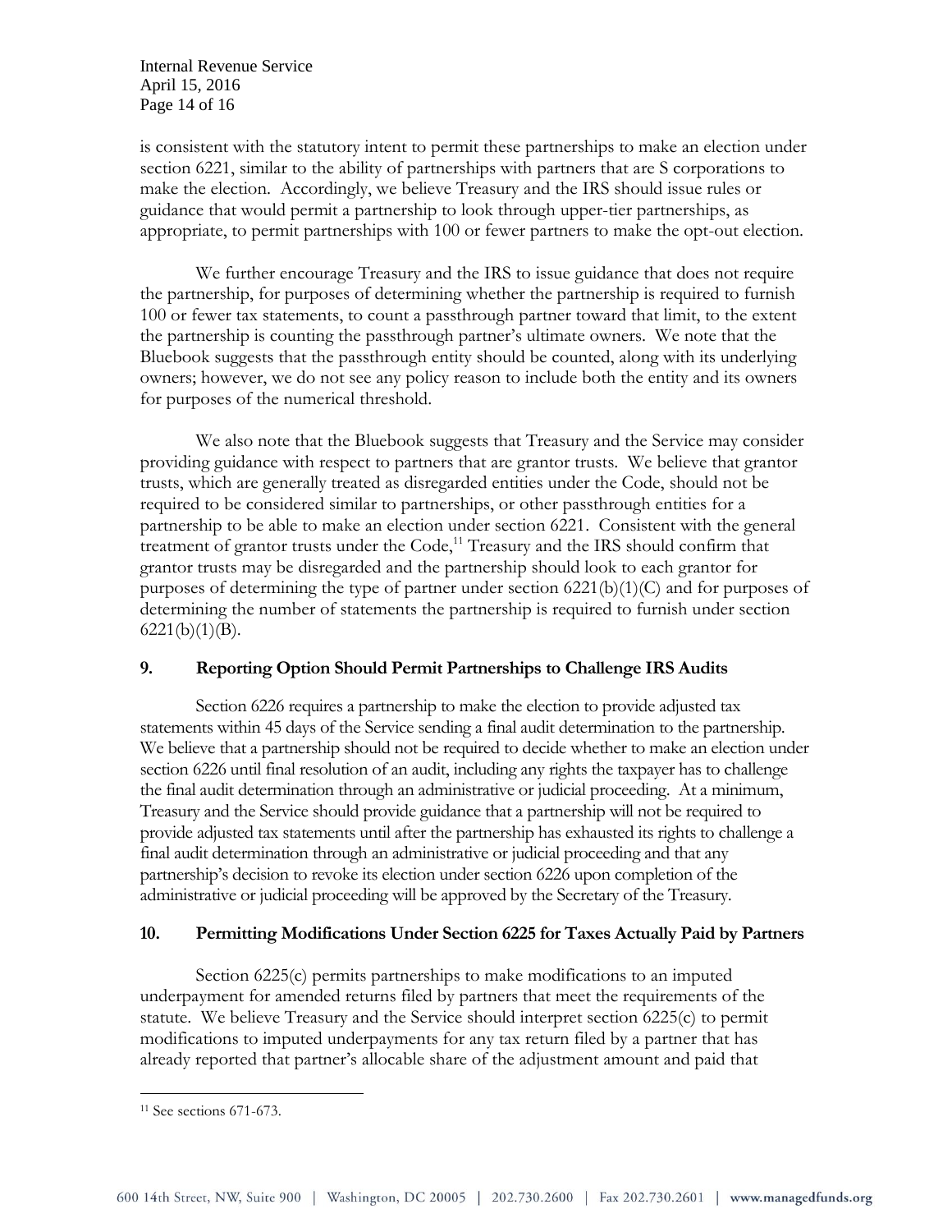is consistent with the statutory intent to permit these partnerships to make an election under section 6221, similar to the ability of partnerships with partners that are S corporations to make the election. Accordingly, we believe Treasury and the IRS should issue rules or guidance that would permit a partnership to look through upper-tier partnerships, as appropriate, to permit partnerships with 100 or fewer partners to make the opt-out election.

We further encourage Treasury and the IRS to issue guidance that does not require the partnership, for purposes of determining whether the partnership is required to furnish 100 or fewer tax statements, to count a passthrough partner toward that limit, to the extent the partnership is counting the passthrough partner's ultimate owners. We note that the Bluebook suggests that the passthrough entity should be counted, along with its underlying owners; however, we do not see any policy reason to include both the entity and its owners for purposes of the numerical threshold.

We also note that the Bluebook suggests that Treasury and the Service may consider providing guidance with respect to partners that are grantor trusts. We believe that grantor trusts, which are generally treated as disregarded entities under the Code, should not be required to be considered similar to partnerships, or other passthrough entities for a partnership to be able to make an election under section 6221. Consistent with the general treatment of grantor trusts under the Code,[11] Treasury and the IRS should confirm that grantor trusts may be disregarded and the partnership should look to each grantor for purposes of determining the type of partner under section 6221(b)(1)(C) and for purposes of determining the number of statements the partnership is required to furnish under section 6221(b)(1)(B).

## 9. Reporting Option Should Permit Partnerships to Challenge IRS Audits

Section 6226 requires a partnership to make the election to provide adjusted tax statements within 45 days of the Service sending a final audit determination to the partnership. We believe that a partnership should not be required to decide whether to make an election under section 6226 until final resolution of an audit, including any rights the taxpayer has to challenge the final audit determination through an administrative or judicial proceeding. At a minimum, Treasury and the Service should provide guidance that a partnership will not be required to provide adjusted tax statements until after the partnership has exhausted its rights to challenge a final audit determination through an administrative or judicial proceeding and that any partnership's decision to revoke its election under section 6226 upon completion of the administrative or judicial proceeding will be approved by the Secretary of the Treasury.

## 10. Permitting Modifications Under Section 6225 for Taxes Actually Paid by Partners

Section 6225(c) permits partnerships to make modifications to an imputed underpayment for amended returns filed by partners that meet the requirements of the statute. We believe Treasury and the Service should interpret section 6225(c) to permit modifications to imputed underpayments for any tax return filed by a partner that has already reported that partner's allocable share of the adjustment amount and paid that

---

[11] See sections 671-673.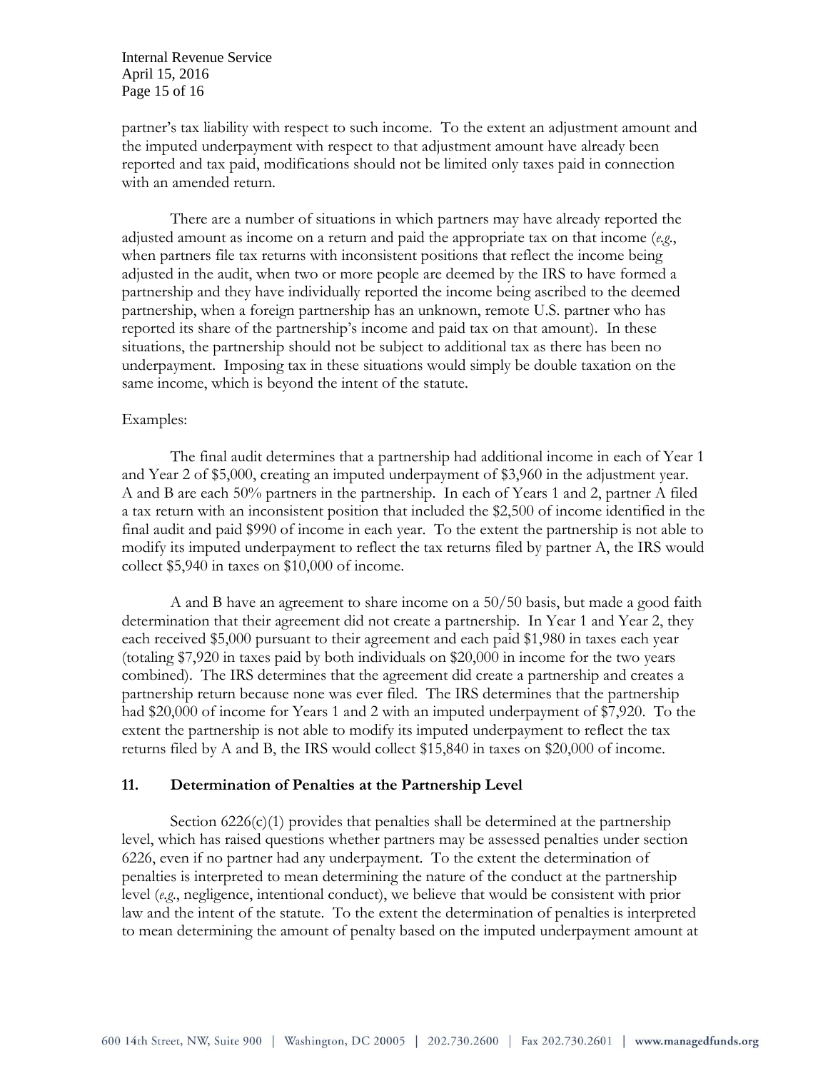partner's tax liability with respect to such income. To the extent an adjustment amount and the imputed underpayment with respect to that adjustment amount have already been reported and tax paid, modifications should not be limited only taxes paid in connection with an amended return.

There are a number of situations in which partners may have already reported the adjusted amount as income on a return and paid the appropriate tax on that income (*e.g.*, when partners file tax returns with inconsistent positions that reflect the income being adjusted in the audit, when two or more people are deemed by the IRS to have formed a partnership and they have individually reported the income being ascribed to the deemed partnership, when a foreign partnership has an unknown, remote U.S. partner who has reported its share of the partnership's income and paid tax on that amount). In these situations, the partnership should not be subject to additional tax as there has been no underpayment. Imposing tax in these situations would simply be double taxation on the same income, which is beyond the intent of the statute.

Examples:

The final audit determines that a partnership had additional income in each of Year 1 and Year 2 of $5,000, creating an imputed underpayment of $3,960 in the adjustment year. A and B are each 50% partners in the partnership. In each of Years 1 and 2, partner A filed a tax return with an inconsistent position that included the $2,500 of income identified in the final audit and paid $990 of income in each year. To the extent the partnership is not able to modify its imputed underpayment to reflect the tax returns filed by partner A, the IRS would collect $5,940 in taxes on $10,000 of income.

A and B have an agreement to share income on a 50/50 basis, but made a good faith determination that their agreement did not create a partnership. In Year 1 and Year 2, they each received $5,000 pursuant to their agreement and each paid $1,980 in taxes each year (totaling $7,920 in taxes paid by both individuals on $20,000 in income for the two years combined). The IRS determines that the agreement did create a partnership and creates a partnership return because none was ever filed. The IRS determines that the partnership had $20,000 of income for Years 1 and 2 with an imputed underpayment of $7,920. To the extent the partnership is not able to modify its imputed underpayment to reflect the tax returns filed by A and B, the IRS would collect $15,840 in taxes on $20,000 of income.

## 11. Determination of Penalties at the Partnership Level

Section 6226(c)(1) provides that penalties shall be determined at the partnership level, which has raised questions whether partners may be assessed penalties under section 6226, even if no partner had any underpayment. To the extent the determination of penalties is interpreted to mean determining the nature of the conduct at the partnership level (*e.g.*, negligence, intentional conduct), we believe that would be consistent with prior law and the intent of the statute. To the extent the determination of penalties is interpreted to mean determining the amount of penalty based on the imputed underpayment amount at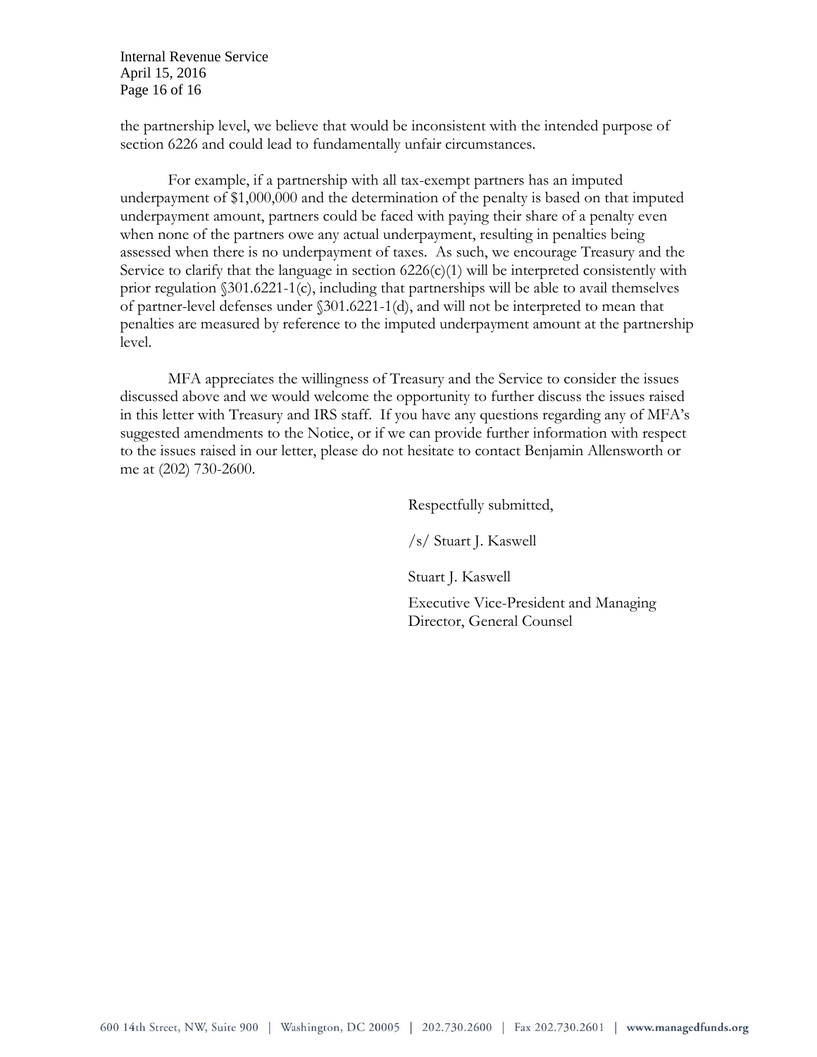the partnership level, we believe that would be inconsistent with the intended purpose of section 6226 and could lead to fundamentally unfair circumstances.

For example, if a partnership with all tax-exempt partners has an imputed underpayment of $1,000,000 and the determination of the penalty is based on that imputed underpayment amount, partners could be faced with paying their share of a penalty even when none of the partners owe any actual underpayment, resulting in penalties being assessed when there is no underpayment of taxes. As such, we encourage Treasury and the Service to clarify that the language in section 6226(c)(1) will be interpreted consistently with prior regulation §301.6221-1(c), including that partnerships will be able to avail themselves of partner-level defenses under §301.6221-1(d), and will not be interpreted to mean that penalties are measured by reference to the imputed underpayment amount at the partnership level.

MFA appreciates the willingness of Treasury and the Service to consider the issues discussed above and we would welcome the opportunity to further discuss the issues raised in this letter with Treasury and IRS staff. If you have any questions regarding any of MFA's suggested amendments to the Notice, or if we can provide further information with respect to the issues raised in our letter, please do not hesitate to contact Benjamin Allensworth or me at (202) 730-2600.

Respectfully submitted,

/s/ Stuart J. Kaswell

Stuart J. Kaswell

Executive Vice-President and Managing Director, General Counsel